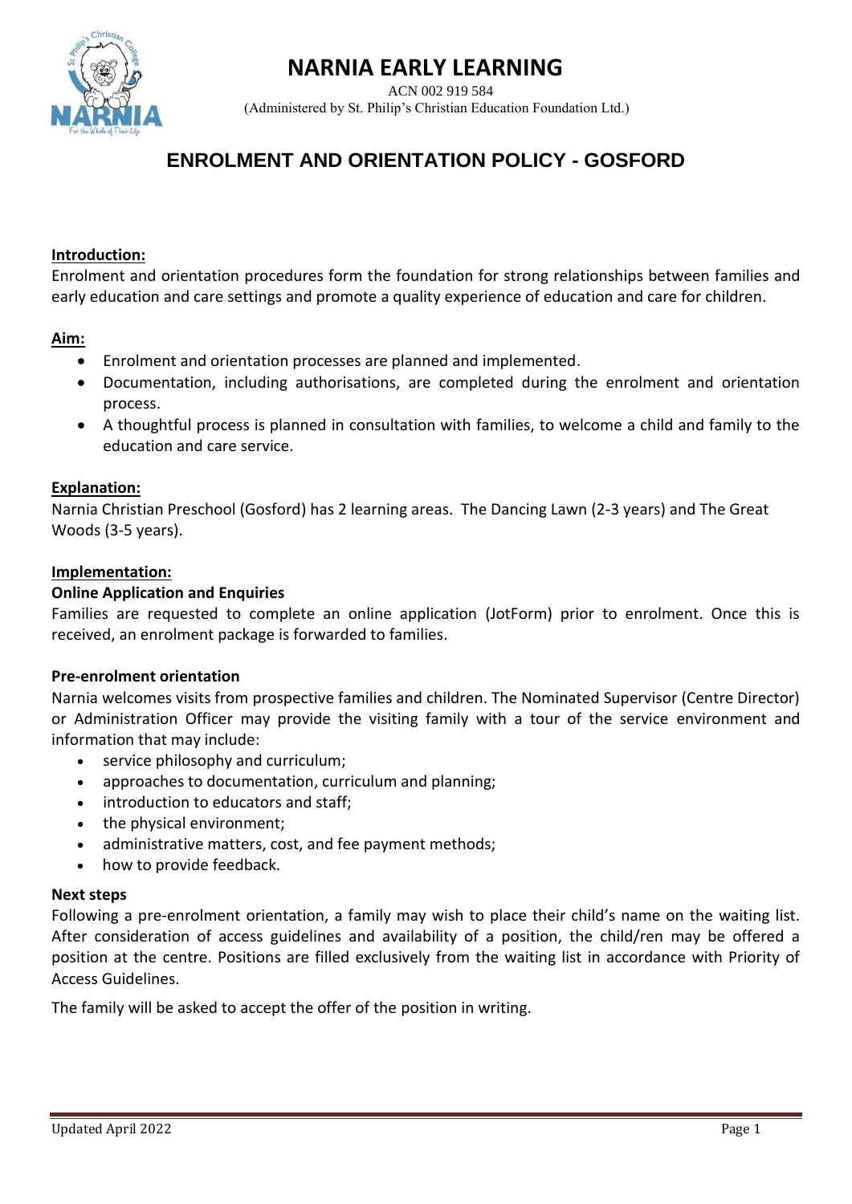# NARNIA EARLY LEARNING

ACN 002 919 584

(Administered by St. Philip's Christian Education Foundation Ltd.)

## ENROLMENT AND ORIENTATION POLICY - GOSFORD

**Introduction:**

Enrolment and orientation procedures form the foundation for strong relationships between families and early education and care settings and promote a quality experience of education and care for children.

**Aim:**

- Enrolment and orientation processes are planned and implemented.
- Documentation, including authorisations, are completed during the enrolment and orientation process.
- A thoughtful process is planned in consultation with families, to welcome a child and family to the education and care service.

**Explanation:**

Narnia Christian Preschool (Gosford) has 2 learning areas. The Dancing Lawn (2-3 years) and The Great Woods (3-5 years).

**Implementation:**

**Online Application and Enquiries**

Families are requested to complete an online application (JotForm) prior to enrolment. Once this is received, an enrolment package is forwarded to families.

**Pre-enrolment orientation**

Narnia welcomes visits from prospective families and children. The Nominated Supervisor (Centre Director) or Administration Officer may provide the visiting family with a tour of the service environment and information that may include:

- service philosophy and curriculum;
- approaches to documentation, curriculum and planning;
- introduction to educators and staff;
- the physical environment;
- administrative matters, cost, and fee payment methods;
- how to provide feedback.

**Next steps**

Following a pre-enrolment orientation, a family may wish to place their child's name on the waiting list. After consideration of access guidelines and availability of a position, the child/ren may be offered a position at the centre. Positions are filled exclusively from the waiting list in accordance with Priority of Access Guidelines.

The family will be asked to accept the offer of the position in writing.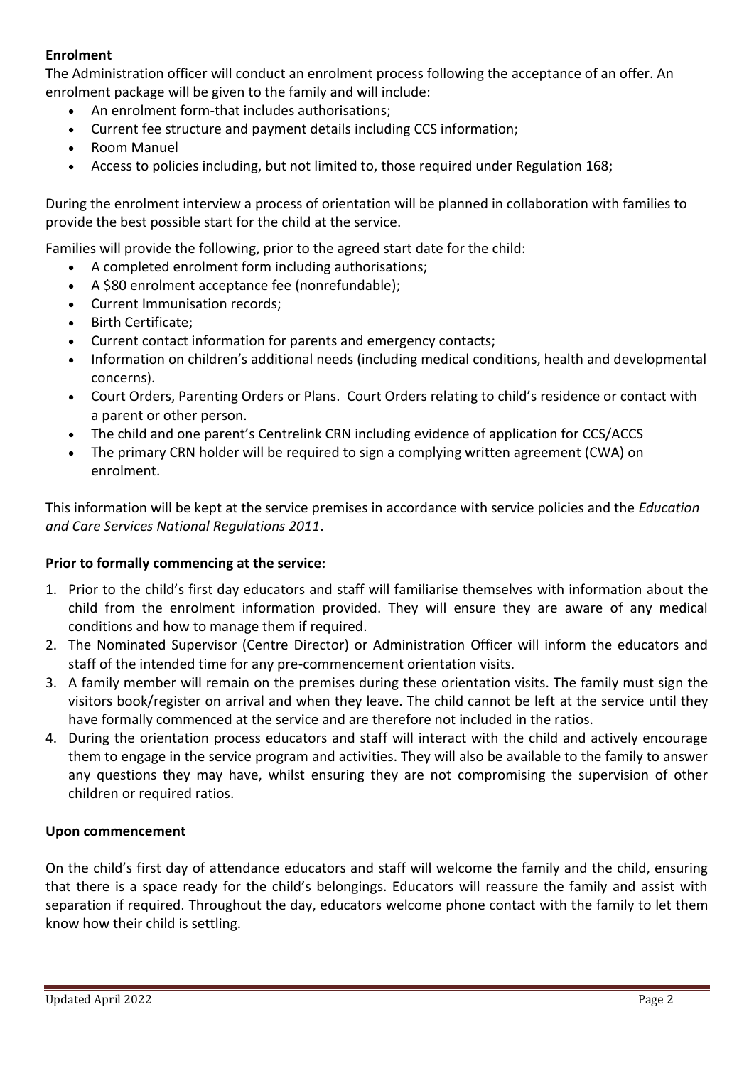**Enrolment**

The Administration officer will conduct an enrolment process following the acceptance of an offer. An enrolment package will be given to the family and will include:

- An enrolment form-that includes authorisations;
- Current fee structure and payment details including CCS information;
- Room Manuel
- Access to policies including, but not limited to, those required under Regulation 168;

During the enrolment interview a process of orientation will be planned in collaboration with families to provide the best possible start for the child at the service.

Families will provide the following, prior to the agreed start date for the child:

- A completed enrolment form including authorisations;
- A $80 enrolment acceptance fee (nonrefundable);
- Current Immunisation records;
- Birth Certificate;
- Current contact information for parents and emergency contacts;
- Information on children's additional needs (including medical conditions, health and developmental concerns).
- Court Orders, Parenting Orders or Plans. Court Orders relating to child's residence or contact with a parent or other person.
- The child and one parent's Centrelink CRN including evidence of application for CCS/ACCS
- The primary CRN holder will be required to sign a complying written agreement (CWA) on enrolment.

This information will be kept at the service premises in accordance with service policies and the *Education and Care Services National Regulations 2011*.

**Prior to formally commencing at the service:**

1. Prior to the child's first day educators and staff will familiarise themselves with information about the child from the enrolment information provided. They will ensure they are aware of any medical conditions and how to manage them if required.
2. The Nominated Supervisor (Centre Director) or Administration Officer will inform the educators and staff of the intended time for any pre-commencement orientation visits.
3. A family member will remain on the premises during these orientation visits. The family must sign the visitors book/register on arrival and when they leave. The child cannot be left at the service until they have formally commenced at the service and are therefore not included in the ratios.
4. During the orientation process educators and staff will interact with the child and actively encourage them to engage in the service program and activities. They will also be available to the family to answer any questions they may have, whilst ensuring they are not compromising the supervision of other children or required ratios.

**Upon commencement**

On the child's first day of attendance educators and staff will welcome the family and the child, ensuring that there is a space ready for the child's belongings. Educators will reassure the family and assist with separation if required. Throughout the day, educators welcome phone contact with the family to let them know how their child is settling.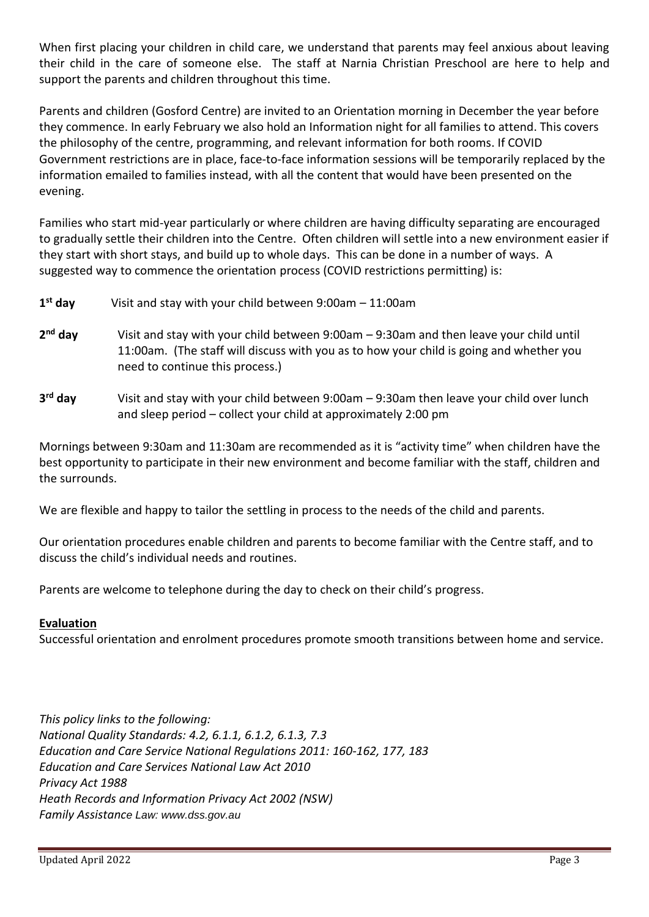When first placing your children in child care, we understand that parents may feel anxious about leaving their child in the care of someone else. The staff at Narnia Christian Preschool are here to help and support the parents and children throughout this time.

Parents and children (Gosford Centre) are invited to an Orientation morning in December the year before they commence. In early February we also hold an Information night for all families to attend. This covers the philosophy of the centre, programming, and relevant information for both rooms. If COVID Government restrictions are in place, face-to-face information sessions will be temporarily replaced by the information emailed to families instead, with all the content that would have been presented on the evening.

Families who start mid-year particularly or where children are having difficulty separating are encouraged to gradually settle their children into the Centre. Often children will settle into a new environment easier if they start with short stays, and build up to whole days. This can be done in a number of ways. A suggested way to commence the orientation process (COVID restrictions permitting) is:

**1st day** Visit and stay with your child between 9:00am – 11:00am

**2nd day** Visit and stay with your child between 9:00am – 9:30am and then leave your child until 11:00am. (The staff will discuss with you as to how your child is going and whether you need to continue this process.)

**3rd day** Visit and stay with your child between 9:00am – 9:30am then leave your child over lunch and sleep period – collect your child at approximately 2:00 pm

Mornings between 9:30am and 11:30am are recommended as it is "activity time" when children have the best opportunity to participate in their new environment and become familiar with the staff, children and the surrounds.

We are flexible and happy to tailor the settling in process to the needs of the child and parents.

Our orientation procedures enable children and parents to become familiar with the Centre staff, and to discuss the child's individual needs and routines.

Parents are welcome to telephone during the day to check on their child's progress.

**Evaluation**

Successful orientation and enrolment procedures promote smooth transitions between home and service.

*This policy links to the following:*
*National Quality Standards: 4.2, 6.1.1, 6.1.2, 6.1.3, 7.3*
*Education and Care Service National Regulations 2011: 160-162, 177, 183*
*Education and Care Services National Law Act 2010*
*Privacy Act 1988*
*Heath Records and Information Privacy Act 2002 (NSW)*
*Family Assistance Law: www.dss.gov.au*

Updated April 2022